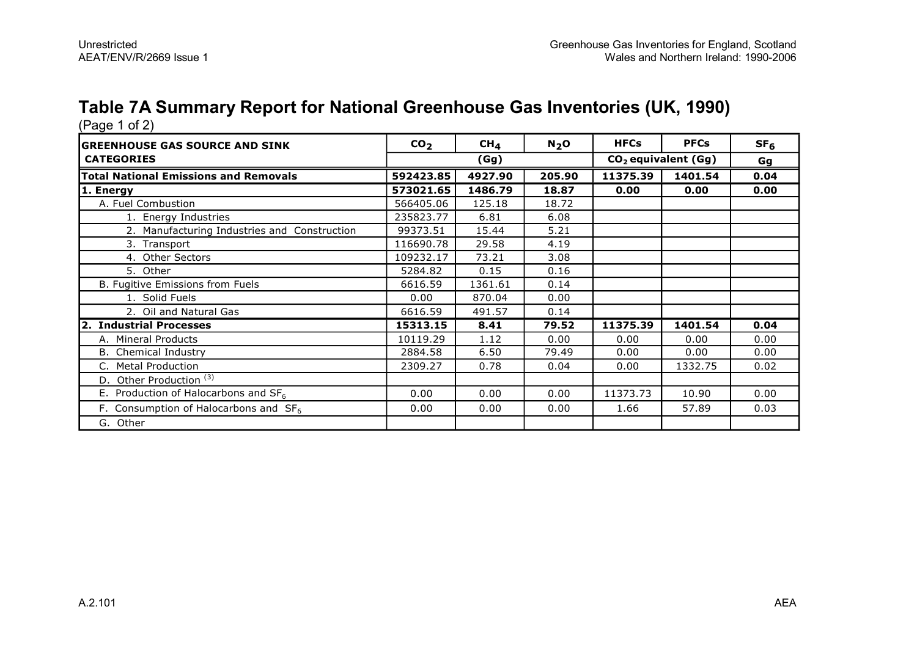# Table 7A Summary Report for National Greenhouse Gas Inventories (UK, 1990)

(Page 1 of 2)

| GREENHOUSE GAS SOURCE AND SINK CATEGORIES | $CO_2$ | $CH_4$ | $N_2O$ | HFCs | PFCs | $SF_6$ |
|---|---|---|---|---|---|---|
| | (Gg) | | | $CO_2$ equivalent (Gg) | | Gg |
| **Total National Emissions and Removals** | **592423.85** | **4927.90** | **205.90** | **11375.39** | **1401.54** | **0.04** |
| **1. Energy** | **573021.65** | **1486.79** | **18.87** | **0.00** | **0.00** | **0.00** |
| A. Fuel Combustion | 566405.06 | 125.18 | 18.72 | | | |
| 1. Energy Industries | 235823.77 | 6.81 | 6.08 | | | |
| 2. Manufacturing Industries and Construction | 99373.51 | 15.44 | 5.21 | | | |
| 3. Transport | 116690.78 | 29.58 | 4.19 | | | |
| 4. Other Sectors | 109232.17 | 73.21 | 3.08 | | | |
| 5. Other | 5284.82 | 0.15 | 0.16 | | | |
| B. Fugitive Emissions from Fuels | 6616.59 | 1361.61 | 0.14 | | | |
| 1. Solid Fuels | 0.00 | 870.04 | 0.00 | | | |
| 2. Oil and Natural Gas | 6616.59 | 491.57 | 0.14 | | | |
| **2. Industrial Processes** | **15313.15** | **8.41** | **79.52** | **11375.39** | **1401.54** | **0.04** |
| A. Mineral Products | 10119.29 | 1.12 | 0.00 | 0.00 | 0.00 | 0.00 |
| B. Chemical Industry | 2884.58 | 6.50 | 79.49 | 0.00 | 0.00 | 0.00 |
| C. Metal Production | 2309.27 | 0.78 | 0.04 | 0.00 | 1332.75 | 0.02 |
| D. Other Production [3] | | | | | | |
| E. Production of Halocarbons and $SF_6$ | 0.00 | 0.00 | 0.00 | 11373.73 | 10.90 | 0.00 |
| F. Consumption of Halocarbons and $SF_6$ | 0.00 | 0.00 | 0.00 | 1.66 | 57.89 | 0.03 |
| G. Other | | | | | | |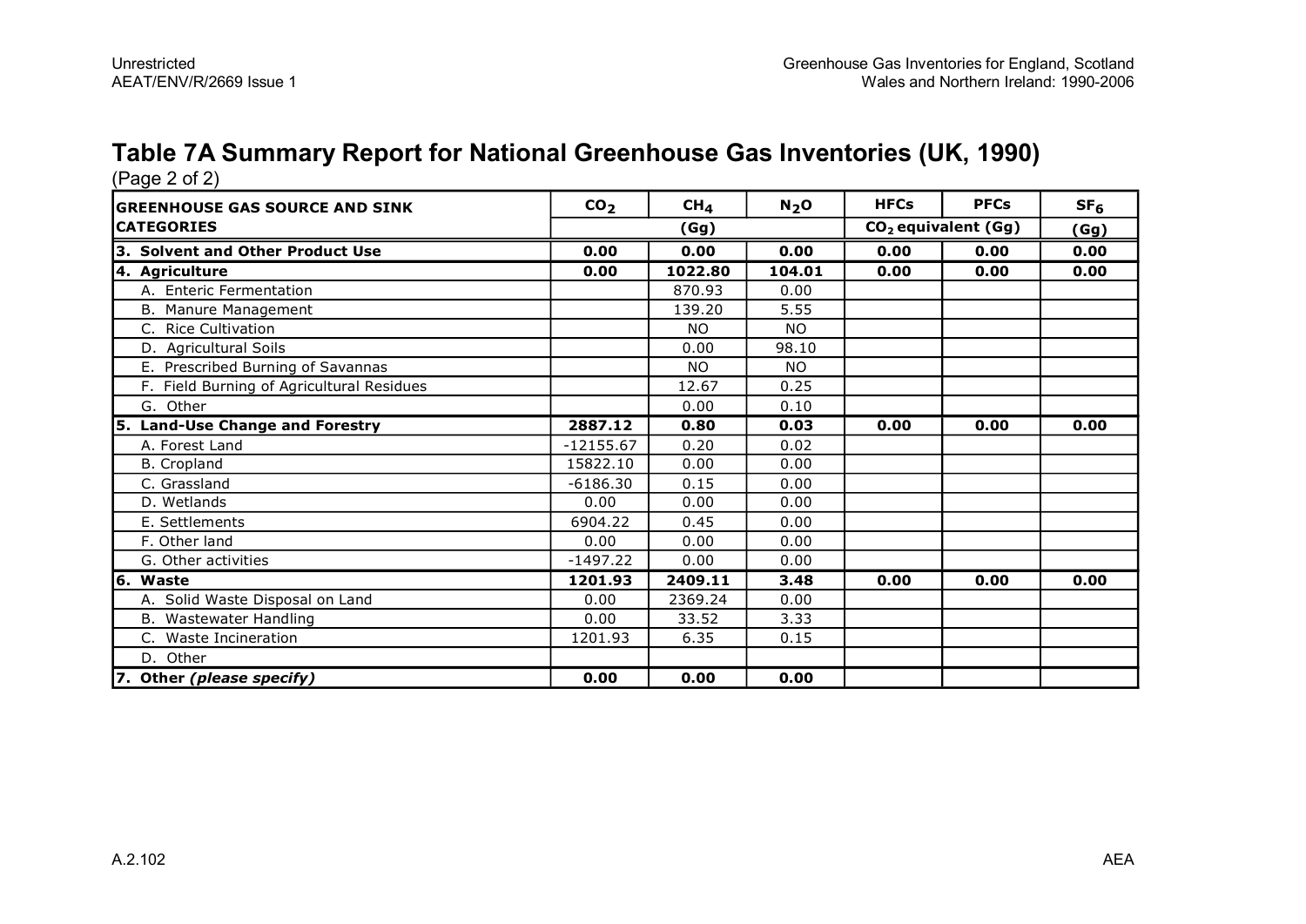# Table 7A Summary Report for National Greenhouse Gas Inventories (UK, 1990)

(Page 2 of 2)

| GREENHOUSE GAS SOURCE AND SINK CATEGORIES | $CO_2$ | $CH_4$ | $N_2O$ | HFCs | PFCs | $SF_6$ |
|---|---|---|---|---|---|---|
| | (Gg) | | | $CO_2$ equivalent (Gg) | | (Gg) |
| **3. Solvent and Other Product Use** | **0.00** | **0.00** | **0.00** | **0.00** | **0.00** | **0.00** |
| **4. Agriculture** | **0.00** | **1022.80** | **104.01** | **0.00** | **0.00** | **0.00** |
| A. Enteric Fermentation | | 870.93 | 0.00 | | | |
| B. Manure Management | | 139.20 | 5.55 | | | |
| C. Rice Cultivation | | NO | NO | | | |
| D. Agricultural Soils | | 0.00 | 98.10 | | | |
| E. Prescribed Burning of Savannas | | NO | NO | | | |
| F. Field Burning of Agricultural Residues | | 12.67 | 0.25 | | | |
| G. Other | | 0.00 | 0.10 | | | |
| **5. Land-Use Change and Forestry** | **2887.12** | **0.80** | **0.03** | **0.00** | **0.00** | **0.00** |
| A. Forest Land | -12155.67 | 0.20 | 0.02 | | | |
| B. Cropland | 15822.10 | 0.00 | 0.00 | | | |
| C. Grassland | -6186.30 | 0.15 | 0.00 | | | |
| D. Wetlands | 0.00 | 0.00 | 0.00 | | | |
| E. Settlements | 6904.22 | 0.45 | 0.00 | | | |
| F. Other land | 0.00 | 0.00 | 0.00 | | | |
| G. Other activities | -1497.22 | 0.00 | 0.00 | | | |
| **6. Waste** | **1201.93** | **2409.11** | **3.48** | **0.00** | **0.00** | **0.00** |
| A. Solid Waste Disposal on Land | 0.00 | 2369.24 | 0.00 | | | |
| B. Wastewater Handling | 0.00 | 33.52 | 3.33 | | | |
| C. Waste Incineration | 1201.93 | 6.35 | 0.15 | | | |
| D. Other | | | | | | |
| **7. Other *(please specify)*** | **0.00** | **0.00** | **0.00** | | | |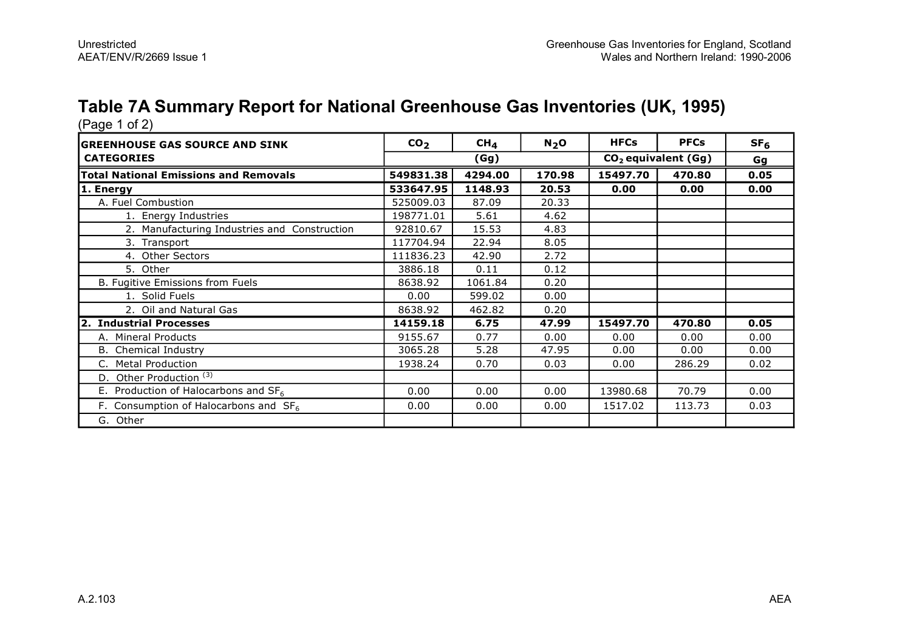# Table 7A Summary Report for National Greenhouse Gas Inventories (UK, 1995)

(Page 1 of 2)

| GREENHOUSE GAS SOURCE AND SINK CATEGORIES | $CO_2$ | $CH_4$ | $N_2O$ | HFCs | PFCs | $SF_6$ |
|---|---|---|---|---|---|---|
| | (Gg) | | | $CO_2$ equivalent (Gg) | | Gg |
| **Total National Emissions and Removals** | **549831.38** | **4294.00** | **170.98** | **15497.70** | **470.80** | **0.05** |
| **1. Energy** | **533647.95** | **1148.93** | **20.53** | **0.00** | **0.00** | **0.00** |
| A. Fuel Combustion | 525009.03 | 87.09 | 20.33 | | | |
| 1. Energy Industries | 198771.01 | 5.61 | 4.62 | | | |
| 2. Manufacturing Industries and Construction | 92810.67 | 15.53 | 4.83 | | | |
| 3. Transport | 117704.94 | 22.94 | 8.05 | | | |
| 4. Other Sectors | 111836.23 | 42.90 | 2.72 | | | |
| 5. Other | 3886.18 | 0.11 | 0.12 | | | |
| B. Fugitive Emissions from Fuels | 8638.92 | 1061.84 | 0.20 | | | |
| 1. Solid Fuels | 0.00 | 599.02 | 0.00 | | | |
| 2. Oil and Natural Gas | 8638.92 | 462.82 | 0.20 | | | |
| **2. Industrial Processes** | **14159.18** | **6.75** | **47.99** | **15497.70** | **470.80** | **0.05** |
| A. Mineral Products | 9155.67 | 0.77 | 0.00 | 0.00 | 0.00 | 0.00 |
| B. Chemical Industry | 3065.28 | 5.28 | 47.95 | 0.00 | 0.00 | 0.00 |
| C. Metal Production | 1938.24 | 0.70 | 0.03 | 0.00 | 286.29 | 0.02 |
| D. Other Production [3] | | | | | | |
| E. Production of Halocarbons and $SF_6$ | 0.00 | 0.00 | 0.00 | 13980.68 | 70.79 | 0.00 |
| F. Consumption of Halocarbons and $SF_6$ | 0.00 | 0.00 | 0.00 | 1517.02 | 113.73 | 0.03 |
| G. Other | | | | | | |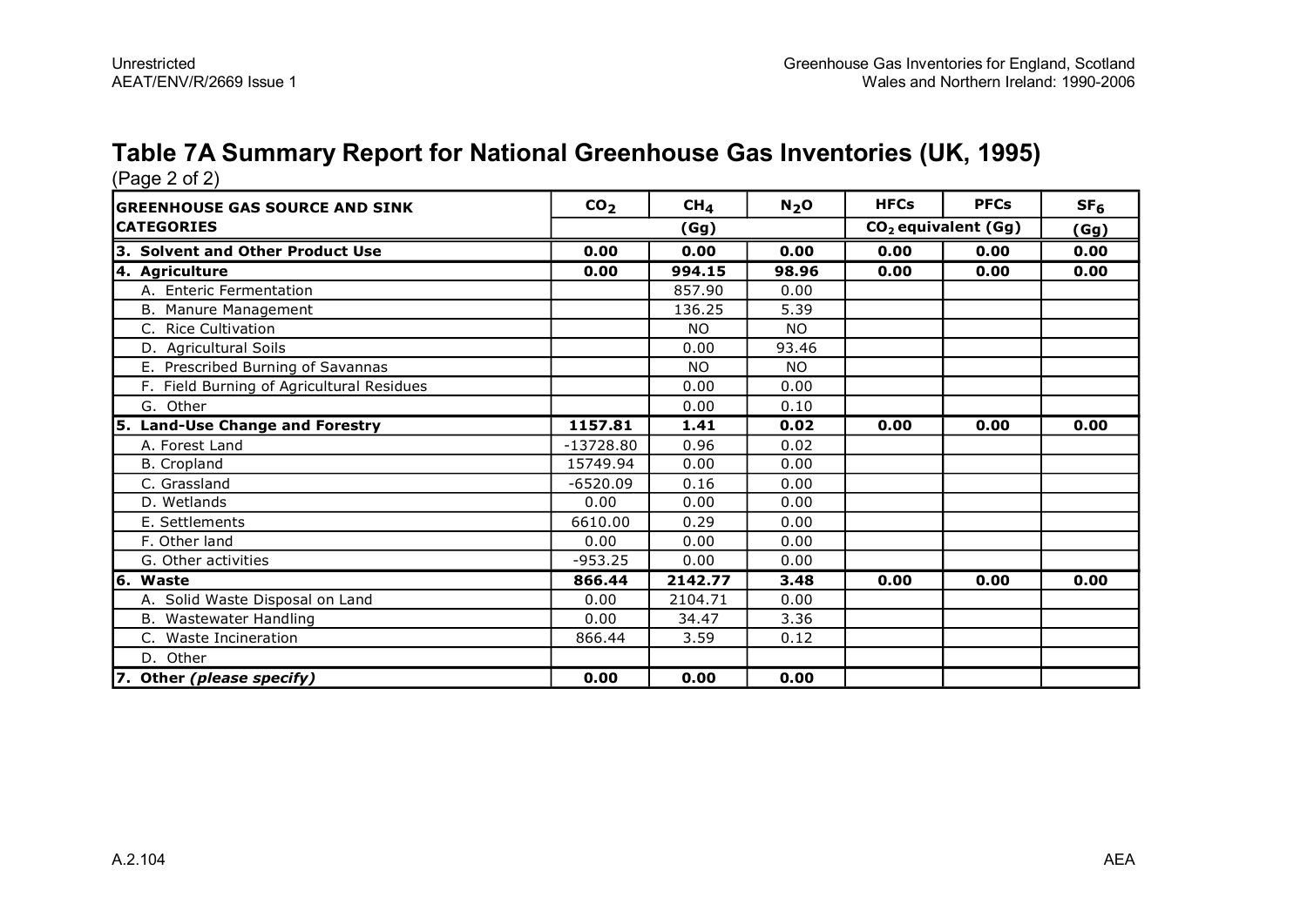# Table 7A Summary Report for National Greenhouse Gas Inventories (UK, 1995)

(Page 2 of 2)

| GREENHOUSE GAS SOURCE AND SINK CATEGORIES | $CO_2$ | $CH_4$ | $N_2O$ | HFCs | PFCs | $SF_6$ |
|---|---|---|---|---|---|---|
| | (Gg) | | | $CO_2$ equivalent (Gg) | | (Gg) |
| **3. Solvent and Other Product Use** | **0.00** | **0.00** | **0.00** | **0.00** | **0.00** | **0.00** |
| **4. Agriculture** | **0.00** | **994.15** | **98.96** | **0.00** | **0.00** | **0.00** |
| A. Enteric Fermentation | | 857.90 | 0.00 | | | |
| B. Manure Management | | 136.25 | 5.39 | | | |
| C. Rice Cultivation | | NO | NO | | | |
| D. Agricultural Soils | | 0.00 | 93.46 | | | |
| E. Prescribed Burning of Savannas | | NO | NO | | | |
| F. Field Burning of Agricultural Residues | | 0.00 | 0.00 | | | |
| G. Other | | 0.00 | 0.10 | | | |
| **5. Land-Use Change and Forestry** | **1157.81** | **1.41** | **0.02** | **0.00** | **0.00** | **0.00** |
| A. Forest Land | -13728.80 | 0.96 | 0.02 | | | |
| B. Cropland | 15749.94 | 0.00 | 0.00 | | | |
| C. Grassland | -6520.09 | 0.16 | 0.00 | | | |
| D. Wetlands | 0.00 | 0.00 | 0.00 | | | |
| E. Settlements | 6610.00 | 0.29 | 0.00 | | | |
| F. Other land | 0.00 | 0.00 | 0.00 | | | |
| G. Other activities | -953.25 | 0.00 | 0.00 | | | |
| **6. Waste** | **866.44** | **2142.77** | **3.48** | **0.00** | **0.00** | **0.00** |
| A. Solid Waste Disposal on Land | 0.00 | 2104.71 | 0.00 | | | |
| B. Wastewater Handling | 0.00 | 34.47 | 3.36 | | | |
| C. Waste Incineration | 866.44 | 3.59 | 0.12 | | | |
| D. Other | | | | | | |
| **7. Other *(please specify)*** | **0.00** | **0.00** | **0.00** | | | |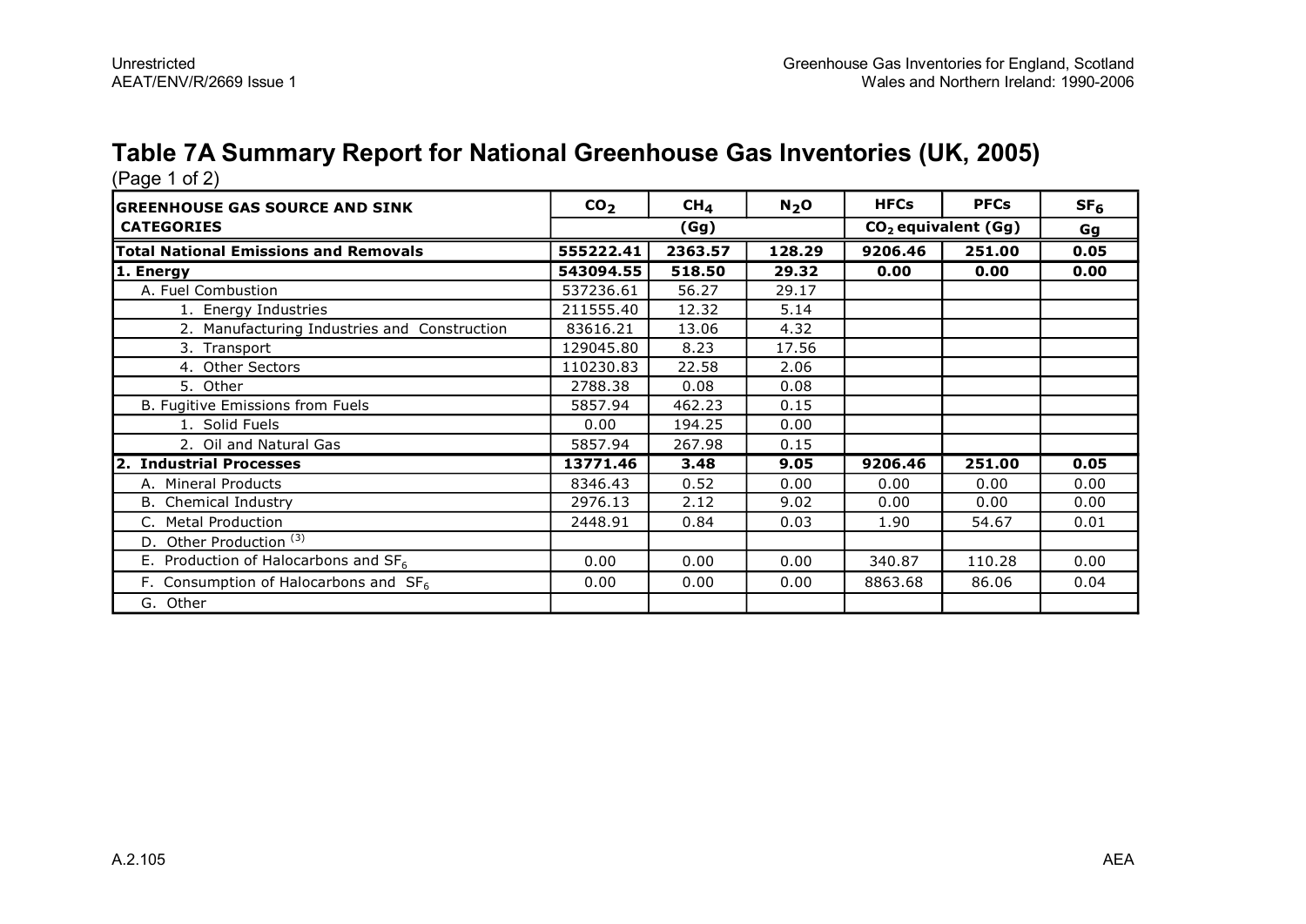# Table 7A Summary Report for National Greenhouse Gas Inventories (UK, 2005)

(Page 1 of 2)

| GREENHOUSE GAS SOURCE AND SINK CATEGORIES | $CO_2$ | $CH_4$ | $N_2O$ | HFCs | PFCs | $SF_6$ |
|---|---|---|---|---|---|---|
| | (Gg) | | | $CO_2$ equivalent (Gg) | | Gg |
| **Total National Emissions and Removals** | **555222.41** | **2363.57** | **128.29** | **9206.46** | **251.00** | **0.05** |
| **1. Energy** | **543094.55** | **518.50** | **29.32** | **0.00** | **0.00** | **0.00** |
| A. Fuel Combustion | 537236.61 | 56.27 | 29.17 | | | |
| 1. Energy Industries | 211555.40 | 12.32 | 5.14 | | | |
| 2. Manufacturing Industries and Construction | 83616.21 | 13.06 | 4.32 | | | |
| 3. Transport | 129045.80 | 8.23 | 17.56 | | | |
| 4. Other Sectors | 110230.83 | 22.58 | 2.06 | | | |
| 5. Other | 2788.38 | 0.08 | 0.08 | | | |
| B. Fugitive Emissions from Fuels | 5857.94 | 462.23 | 0.15 | | | |
| 1. Solid Fuels | 0.00 | 194.25 | 0.00 | | | |
| 2. Oil and Natural Gas | 5857.94 | 267.98 | 0.15 | | | |
| **2. Industrial Processes** | **13771.46** | **3.48** | **9.05** | **9206.46** | **251.00** | **0.05** |
| A. Mineral Products | 8346.43 | 0.52 | 0.00 | 0.00 | 0.00 | 0.00 |
| B. Chemical Industry | 2976.13 | 2.12 | 9.02 | 0.00 | 0.00 | 0.00 |
| C. Metal Production | 2448.91 | 0.84 | 0.03 | 1.90 | 54.67 | 0.01 |
| D. Other Production [3] | | | | | | |
| E. Production of Halocarbons and $SF_6$ | 0.00 | 0.00 | 0.00 | 340.87 | 110.28 | 0.00 |
| F. Consumption of Halocarbons and $SF_6$ | 0.00 | 0.00 | 0.00 | 8863.68 | 86.06 | 0.04 |
| G. Other | | | | | | |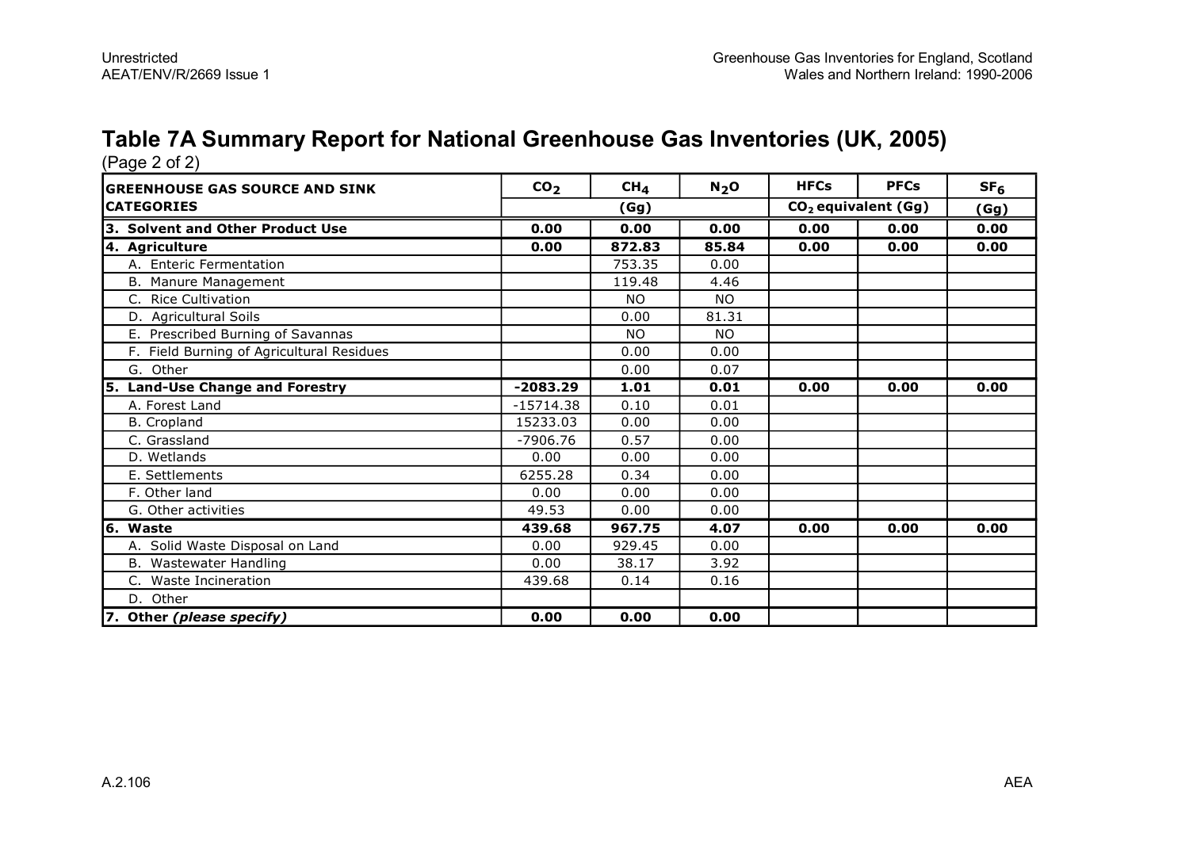# Table 7A Summary Report for National Greenhouse Gas Inventories (UK, 2005)

(Page 2 of 2)

| GREENHOUSE GAS SOURCE AND SINK CATEGORIES | $CO_2$ | $CH_4$ | $N_2O$ | HFCs | PFCs | $SF_6$ |
|---|---|---|---|---|---|---|
| | (Gg) | | | $CO_2$ equivalent (Gg) | | (Gg) |
| **3. Solvent and Other Product Use** | **0.00** | **0.00** | **0.00** | **0.00** | **0.00** | **0.00** |
| **4. Agriculture** | **0.00** | **872.83** | **85.84** | **0.00** | **0.00** | **0.00** |
| A. Enteric Fermentation | | 753.35 | 0.00 | | | |
| B. Manure Management | | 119.48 | 4.46 | | | |
| C. Rice Cultivation | | NO | NO | | | |
| D. Agricultural Soils | | 0.00 | 81.31 | | | |
| E. Prescribed Burning of Savannas | | NO | NO | | | |
| F. Field Burning of Agricultural Residues | | 0.00 | 0.00 | | | |
| G. Other | | 0.00 | 0.07 | | | |
| **5. Land-Use Change and Forestry** | **-2083.29** | **1.01** | **0.01** | **0.00** | **0.00** | **0.00** |
| A. Forest Land | -15714.38 | 0.10 | 0.01 | | | |
| B. Cropland | 15233.03 | 0.00 | 0.00 | | | |
| C. Grassland | -7906.76 | 0.57 | 0.00 | | | |
| D. Wetlands | 0.00 | 0.00 | 0.00 | | | |
| E. Settlements | 6255.28 | 0.34 | 0.00 | | | |
| F. Other land | 0.00 | 0.00 | 0.00 | | | |
| G. Other activities | 49.53 | 0.00 | 0.00 | | | |
| **6. Waste** | **439.68** | **967.75** | **4.07** | **0.00** | **0.00** | **0.00** |
| A. Solid Waste Disposal on Land | 0.00 | 929.45 | 0.00 | | | |
| B. Wastewater Handling | 0.00 | 38.17 | 3.92 | | | |
| C. Waste Incineration | 439.68 | 0.14 | 0.16 | | | |
| D. Other | | | | | | |
| **7. Other *(please specify)*** | **0.00** | **0.00** | **0.00** | | | |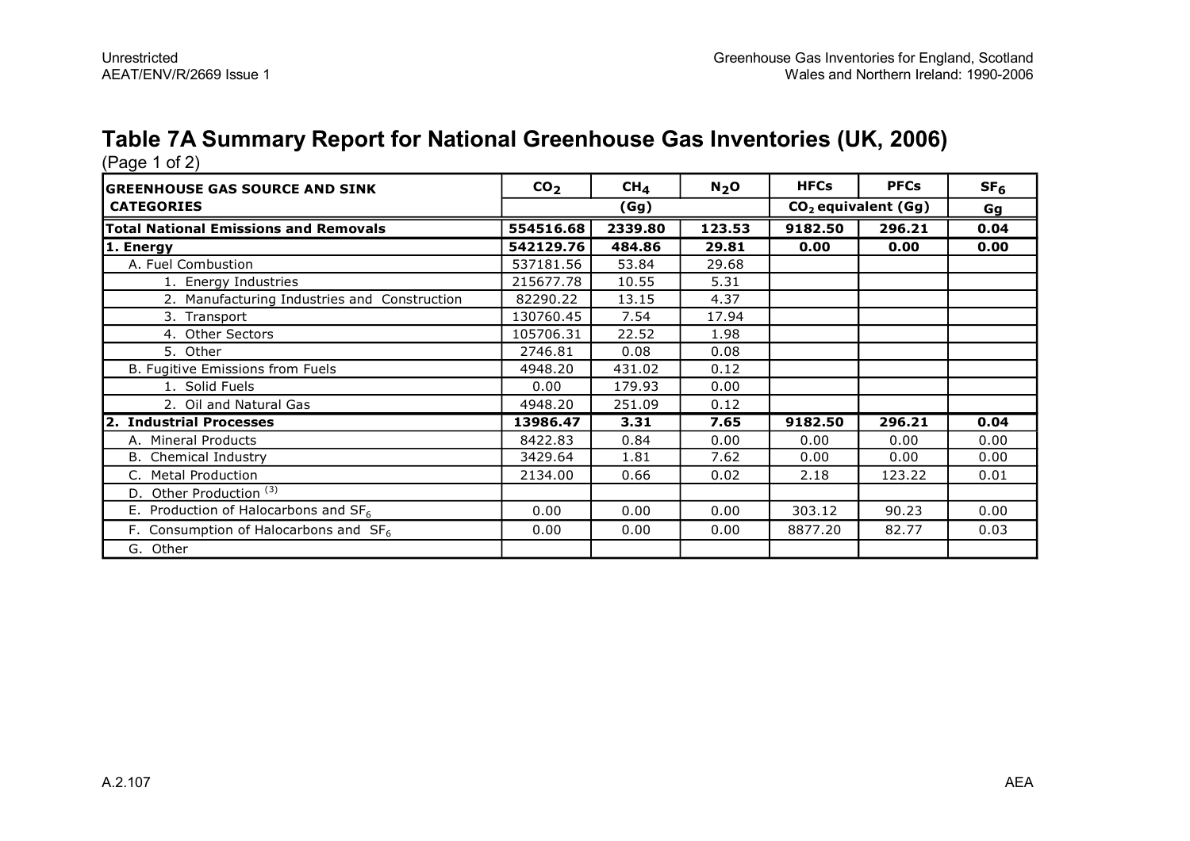# Table 7A Summary Report for National Greenhouse Gas Inventories (UK, 2006)

(Page 1 of 2)

| GREENHOUSE GAS SOURCE AND SINK CATEGORIES | $CO_2$ | $CH_4$ | $N_2O$ | HFCs | PFCs | $SF_6$ |
|---|---|---|---|---|---|---|
| | (Gg) | | | $CO_2$ equivalent (Gg) | | Gg |
| **Total National Emissions and Removals** | **554516.68** | **2339.80** | **123.53** | **9182.50** | **296.21** | **0.04** |
| **1. Energy** | **542129.76** | **484.86** | **29.81** | **0.00** | **0.00** | **0.00** |
| A. Fuel Combustion | 537181.56 | 53.84 | 29.68 | | | |
| 1. Energy Industries | 215677.78 | 10.55 | 5.31 | | | |
| 2. Manufacturing Industries and Construction | 82290.22 | 13.15 | 4.37 | | | |
| 3. Transport | 130760.45 | 7.54 | 17.94 | | | |
| 4. Other Sectors | 105706.31 | 22.52 | 1.98 | | | |
| 5. Other | 2746.81 | 0.08 | 0.08 | | | |
| B. Fugitive Emissions from Fuels | 4948.20 | 431.02 | 0.12 | | | |
| 1. Solid Fuels | 0.00 | 179.93 | 0.00 | | | |
| 2. Oil and Natural Gas | 4948.20 | 251.09 | 0.12 | | | |
| **2. Industrial Processes** | **13986.47** | **3.31** | **7.65** | **9182.50** | **296.21** | **0.04** |
| A. Mineral Products | 8422.83 | 0.84 | 0.00 | 0.00 | 0.00 | 0.00 |
| B. Chemical Industry | 3429.64 | 1.81 | 7.62 | 0.00 | 0.00 | 0.00 |
| C. Metal Production | 2134.00 | 0.66 | 0.02 | 2.18 | 123.22 | 0.01 |
| D. Other Production [3] | | | | | | |
| E. Production of Halocarbons and $SF_6$ | 0.00 | 0.00 | 0.00 | 303.12 | 90.23 | 0.00 |
| F. Consumption of Halocarbons and $SF_6$ | 0.00 | 0.00 | 0.00 | 8877.20 | 82.77 | 0.03 |
| G. Other | | | | | | |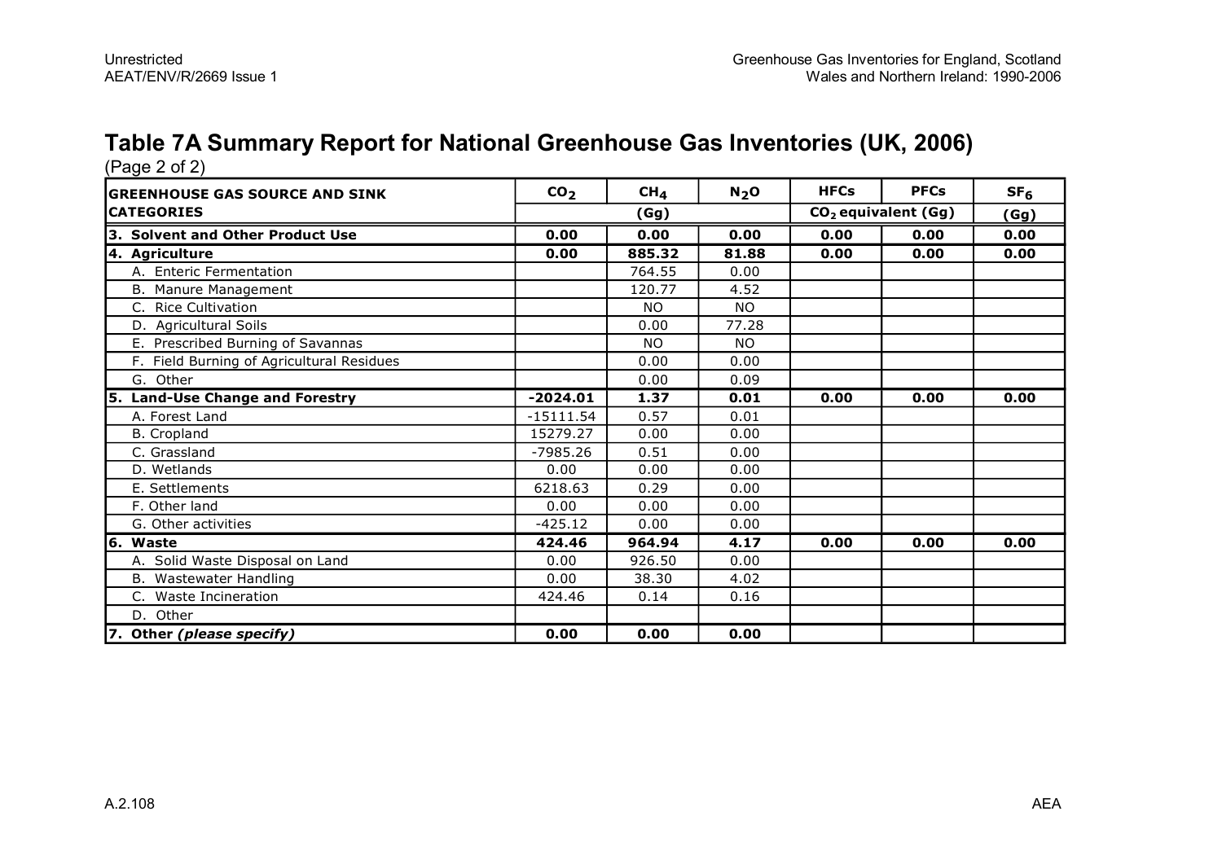# Table 7A Summary Report for National Greenhouse Gas Inventories (UK, 2006)

(Page 2 of 2)

| GREENHOUSE GAS SOURCE AND SINK CATEGORIES | $CO_2$ | $CH_4$ | $N_2O$ | HFCs | PFCs | $SF_6$ |
|---|---|---|---|---|---|---|
| | (Gg) | | | $CO_2$ equivalent (Gg) | | (Gg) |
| **3. Solvent and Other Product Use** | **0.00** | **0.00** | **0.00** | **0.00** | **0.00** | **0.00** |
| **4. Agriculture** | **0.00** | **885.32** | **81.88** | **0.00** | **0.00** | **0.00** |
| A. Enteric Fermentation | | 764.55 | 0.00 | | | |
| B. Manure Management | | 120.77 | 4.52 | | | |
| C. Rice Cultivation | | NO | NO | | | |
| D. Agricultural Soils | | 0.00 | 77.28 | | | |
| E. Prescribed Burning of Savannas | | NO | NO | | | |
| F. Field Burning of Agricultural Residues | | 0.00 | 0.00 | | | |
| G. Other | | 0.00 | 0.09 | | | |
| **5. Land-Use Change and Forestry** | **-2024.01** | **1.37** | **0.01** | **0.00** | **0.00** | **0.00** |
| A. Forest Land | -15111.54 | 0.57 | 0.01 | | | |
| B. Cropland | 15279.27 | 0.00 | 0.00 | | | |
| C. Grassland | -7985.26 | 0.51 | 0.00 | | | |
| D. Wetlands | 0.00 | 0.00 | 0.00 | | | |
| E. Settlements | 6218.63 | 0.29 | 0.00 | | | |
| F. Other land | 0.00 | 0.00 | 0.00 | | | |
| G. Other activities | -425.12 | 0.00 | 0.00 | | | |
| **6. Waste** | **424.46** | **964.94** | **4.17** | **0.00** | **0.00** | **0.00** |
| A. Solid Waste Disposal on Land | 0.00 | 926.50 | 0.00 | | | |
| B. Wastewater Handling | 0.00 | 38.30 | 4.02 | | | |
| C. Waste Incineration | 424.46 | 0.14 | 0.16 | | | |
| D. Other | | | | | | |
| **7. Other *(please specify)*** | **0.00** | **0.00** | **0.00** | | | |